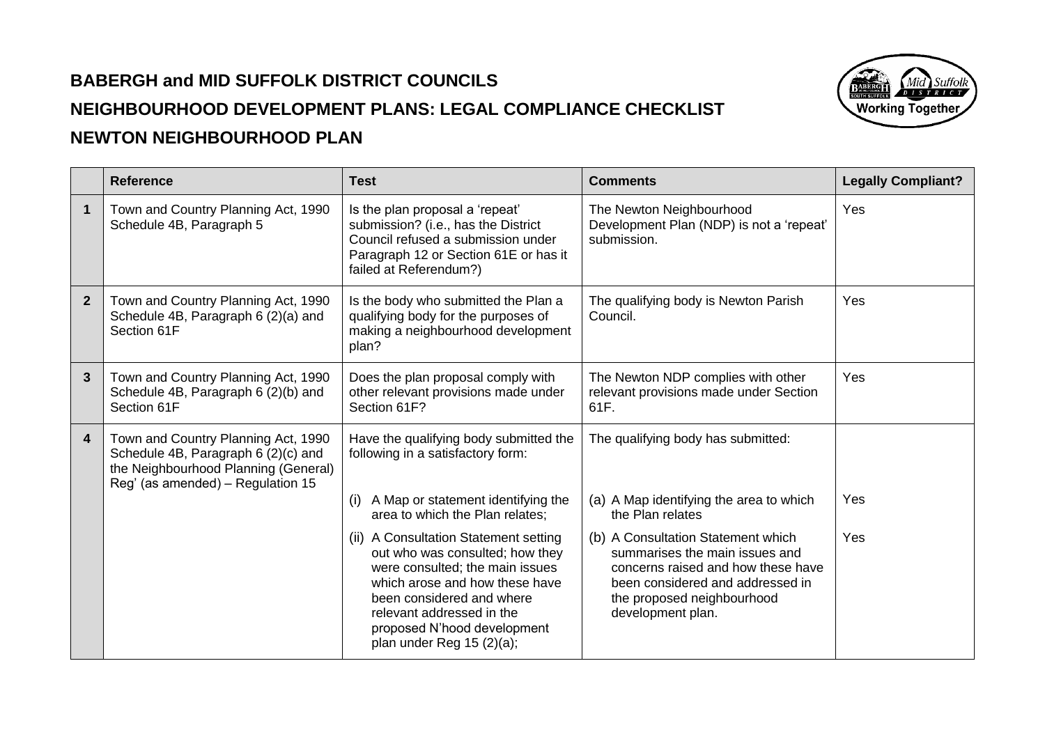# BABERGH and MID SUFFOLK DISTRICT COUNCILS

## NEIGHBOURHOOD DEVELOPMENT PLANS: LEGAL COMPLIANCE CHECKLIST

## NEWTON NEIGHBOURHOOD PLAN

| | Reference | Test | Comments | Legally Compliant? |
|---|---|---|---|---|
| 1 | Town and Country Planning Act, 1990 Schedule 4B, Paragraph 5 | Is the plan proposal a 'repeat' submission? (i.e., has the District Council refused a submission under Paragraph 12 or Section 61E or has it failed at Referendum?) | The Newton Neighbourhood Development Plan (NDP) is not a 'repeat' submission. | Yes |
| 2 | Town and Country Planning Act, 1990 Schedule 4B, Paragraph 6 (2)(a) and Section 61F | Is the body who submitted the Plan a qualifying body for the purposes of making a neighbourhood development plan? | The qualifying body is Newton Parish Council. | Yes |
| 3 | Town and Country Planning Act, 1990 Schedule 4B, Paragraph 6 (2)(b) and Section 61F | Does the plan proposal comply with other relevant provisions made under Section 61F? | The Newton NDP complies with other relevant provisions made under Section 61F. | Yes |
| 4 | Town and Country Planning Act, 1990 Schedule 4B, Paragraph 6 (2)(c) and the Neighbourhood Planning (General) Reg' (as amended) – Regulation 15 | Have the qualifying body submitted the following in a satisfactory form: | The qualifying body has submitted: | |
| | | (i) A Map or statement identifying the area to which the Plan relates; | (a) A Map identifying the area to which the Plan relates | Yes |
| | | (ii) A Consultation Statement setting out who was consulted; how they were consulted; the main issues which arose and how these have been considered and where relevant addressed in the proposed N'hood development plan under Reg 15 (2)(a); | (b) A Consultation Statement which summarises the main issues and concerns raised and how these have been considered and addressed in the proposed neighbourhood development plan. | Yes |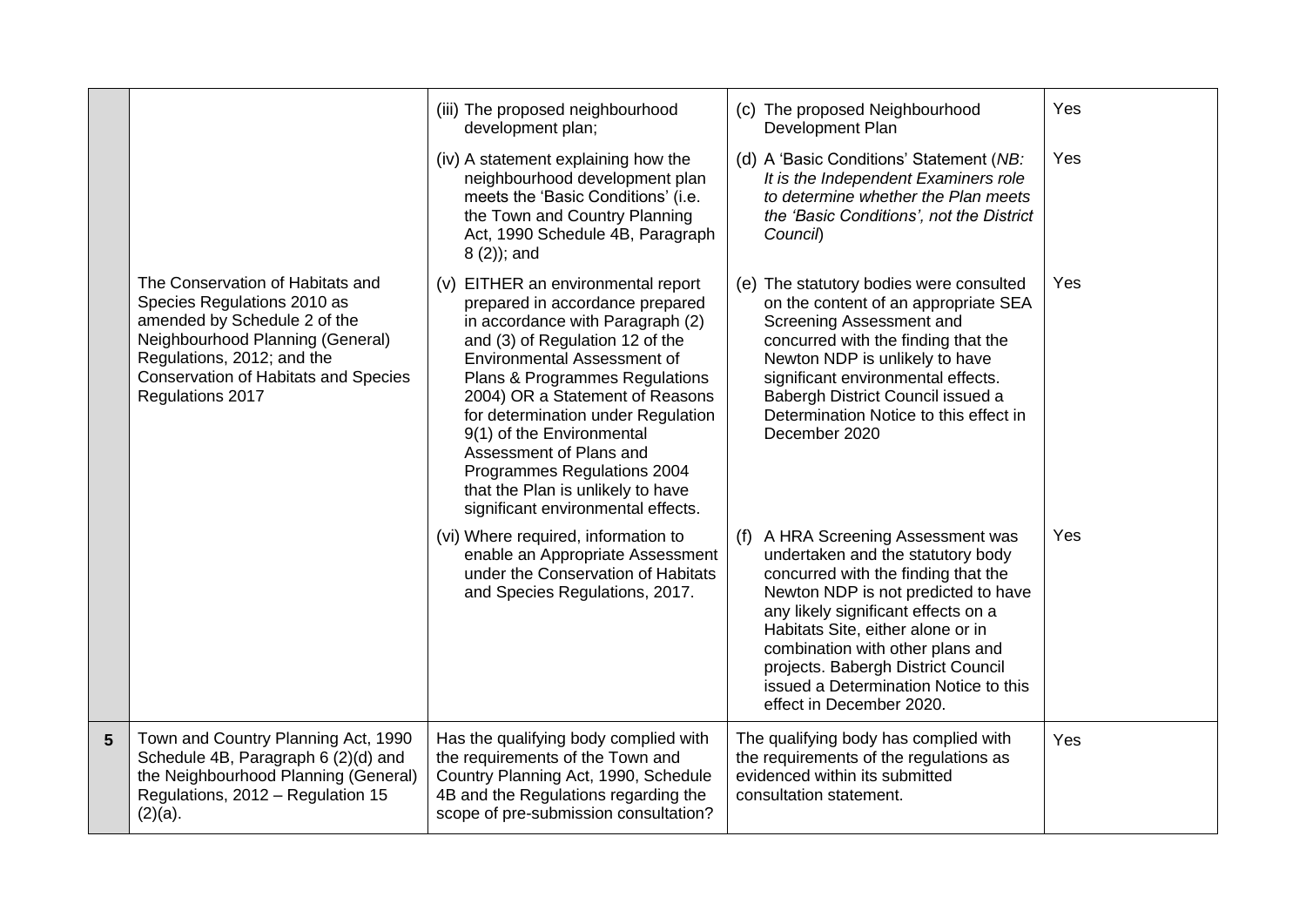| | | | | |
|---|---|---|---|---|
| | | (iii) The proposed neighbourhood development plan; | (c) The proposed Neighbourhood Development Plan | Yes |
| | | (iv) A statement explaining how the neighbourhood development plan meets the 'Basic Conditions' (i.e. the Town and Country Planning Act, 1990 Schedule 4B, Paragraph 8 (2)); and | (d) A 'Basic Conditions' Statement (*NB: It is the Independent Examiners role to determine whether the Plan meets the 'Basic Conditions', not the District Council*) | Yes |
| | The Conservation of Habitats and Species Regulations 2010 as amended by Schedule 2 of the Neighbourhood Planning (General) Regulations, 2012; and the Conservation of Habitats and Species Regulations 2017 | (v) EITHER an environmental report prepared in accordance prepared in accordance with Paragraph (2) and (3) of Regulation 12 of the Environmental Assessment of Plans & Programmes Regulations 2004) OR a Statement of Reasons for determination under Regulation 9(1) of the Environmental Assessment of Plans and Programmes Regulations 2004 that the Plan is unlikely to have significant environmental effects. | (e) The statutory bodies were consulted on the content of an appropriate SEA Screening Assessment and concurred with the finding that the Newton NDP is unlikely to have significant environmental effects. Babergh District Council issued a Determination Notice to this effect in December 2020 | Yes |
| | | (vi) Where required, information to enable an Appropriate Assessment under the Conservation of Habitats and Species Regulations, 2017. | (f) A HRA Screening Assessment was undertaken and the statutory body concurred with the finding that the Newton NDP is not predicted to have any likely significant effects on a Habitats Site, either alone or in combination with other plans and projects. Babergh District Council issued a Determination Notice to this effect in December 2020. | Yes |
| **5** | Town and Country Planning Act, 1990 Schedule 4B, Paragraph 6 (2)(d) and the Neighbourhood Planning (General) Regulations, 2012 – Regulation 15 (2)(a). | Has the qualifying body complied with the requirements of the Town and Country Planning Act, 1990, Schedule 4B and the Regulations regarding the scope of pre-submission consultation? | The qualifying body has complied with the requirements of the regulations as evidenced within its submitted consultation statement. | Yes |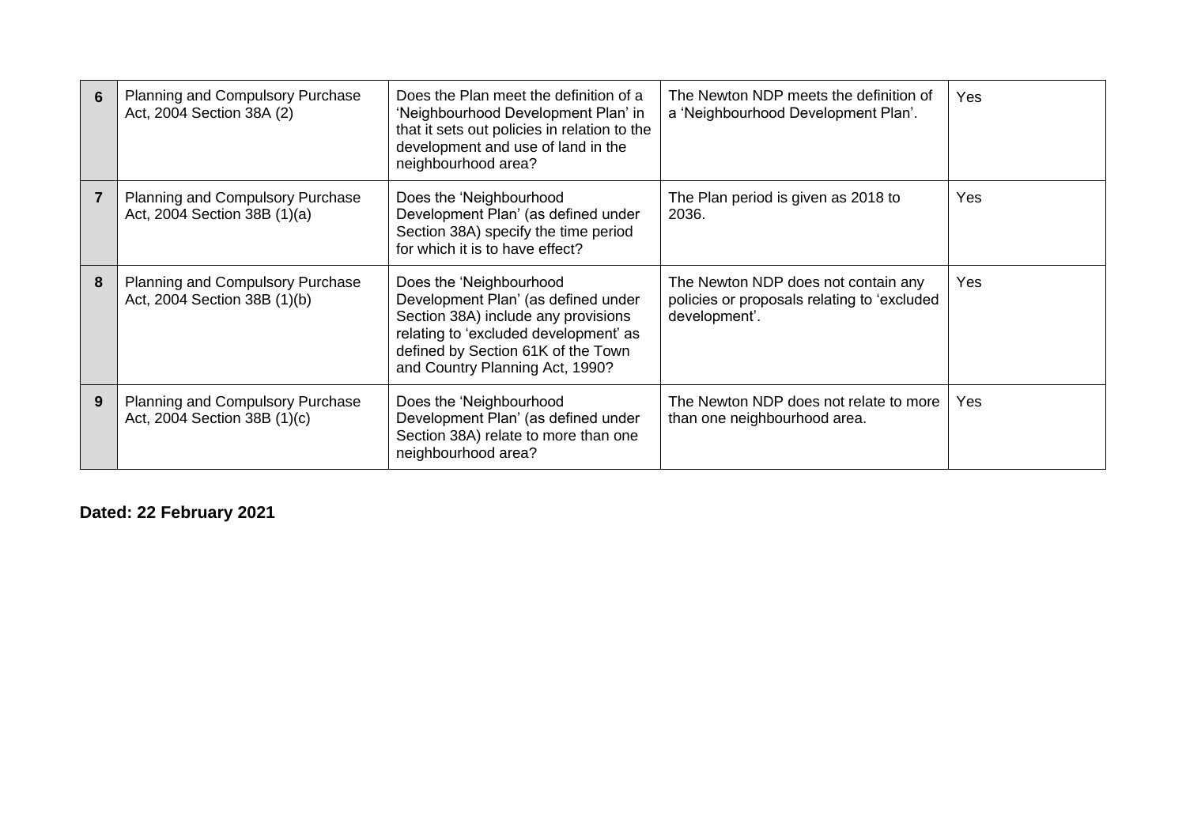| | | | | |
|---|---|---|---|---|
| **6** | Planning and Compulsory Purchase Act, 2004 Section 38A (2) | Does the Plan meet the definition of a 'Neighbourhood Development Plan' in that it sets out policies in relation to the development and use of land in the neighbourhood area? | The Newton NDP meets the definition of a 'Neighbourhood Development Plan'. | Yes |
| **7** | Planning and Compulsory Purchase Act, 2004 Section 38B (1)(a) | Does the 'Neighbourhood Development Plan' (as defined under Section 38A) specify the time period for which it is to have effect? | The Plan period is given as 2018 to 2036. | Yes |
| **8** | Planning and Compulsory Purchase Act, 2004 Section 38B (1)(b) | Does the 'Neighbourhood Development Plan' (as defined under Section 38A) include any provisions relating to 'excluded development' as defined by Section 61K of the Town and Country Planning Act, 1990? | The Newton NDP does not contain any policies or proposals relating to 'excluded development'. | Yes |
| **9** | Planning and Compulsory Purchase Act, 2004 Section 38B (1)(c) | Does the 'Neighbourhood Development Plan' (as defined under Section 38A) relate to more than one neighbourhood area? | The Newton NDP does not relate to more than one neighbourhood area. | Yes |

**Dated: 22 February 2021**